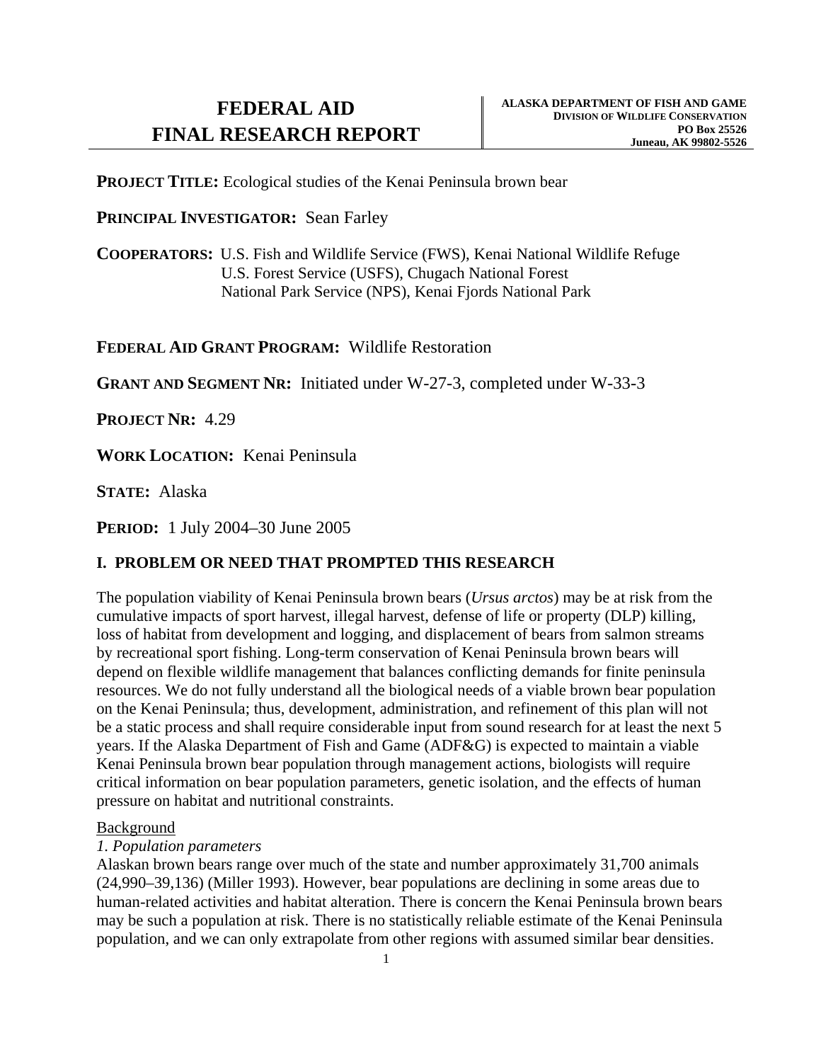# FEDERAL AID FINAL RESEARCH REPORT

**ALASKA DEPARTMENT OF FISH AND GAME**
**DIVISION OF WILDLIFE CONSERVATION**
**PO Box 25526**
**Juneau, AK 99802-5526**

**PROJECT TITLE:** Ecological studies of the Kenai Peninsula brown bear

**PRINCIPAL INVESTIGATOR:** Sean Farley

**COOPERATORS:** U.S. Fish and Wildlife Service (FWS), Kenai National Wildlife Refuge
U.S. Forest Service (USFS), Chugach National Forest
National Park Service (NPS), Kenai Fjords National Park

**FEDERAL AID GRANT PROGRAM:** Wildlife Restoration

**GRANT AND SEGMENT NR:** Initiated under W-27-3, completed under W-33-3

**PROJECT NR:** 4.29

**WORK LOCATION:** Kenai Peninsula

**STATE:** Alaska

**PERIOD:** 1 July 2004–30 June 2005

## I. PROBLEM OR NEED THAT PROMPTED THIS RESEARCH

The population viability of Kenai Peninsula brown bears (*Ursus arctos*) may be at risk from the cumulative impacts of sport harvest, illegal harvest, defense of life or property (DLP) killing, loss of habitat from development and logging, and displacement of bears from salmon streams by recreational sport fishing. Long-term conservation of Kenai Peninsula brown bears will depend on flexible wildlife management that balances conflicting demands for finite peninsula resources. We do not fully understand all the biological needs of a viable brown bear population on the Kenai Peninsula; thus, development, administration, and refinement of this plan will not be a static process and shall require considerable input from sound research for at least the next 5 years. If the Alaska Department of Fish and Game (ADF&G) is expected to maintain a viable Kenai Peninsula brown bear population through management actions, biologists will require critical information on bear population parameters, genetic isolation, and the effects of human pressure on habitat and nutritional constraints.

Background

*1. Population parameters*

Alaskan brown bears range over much of the state and number approximately 31,700 animals (24,990–39,136) (Miller 1993). However, bear populations are declining in some areas due to human-related activities and habitat alteration. There is concern the Kenai Peninsula brown bears may be such a population at risk. There is no statistically reliable estimate of the Kenai Peninsula population, and we can only extrapolate from other regions with assumed similar bear densities.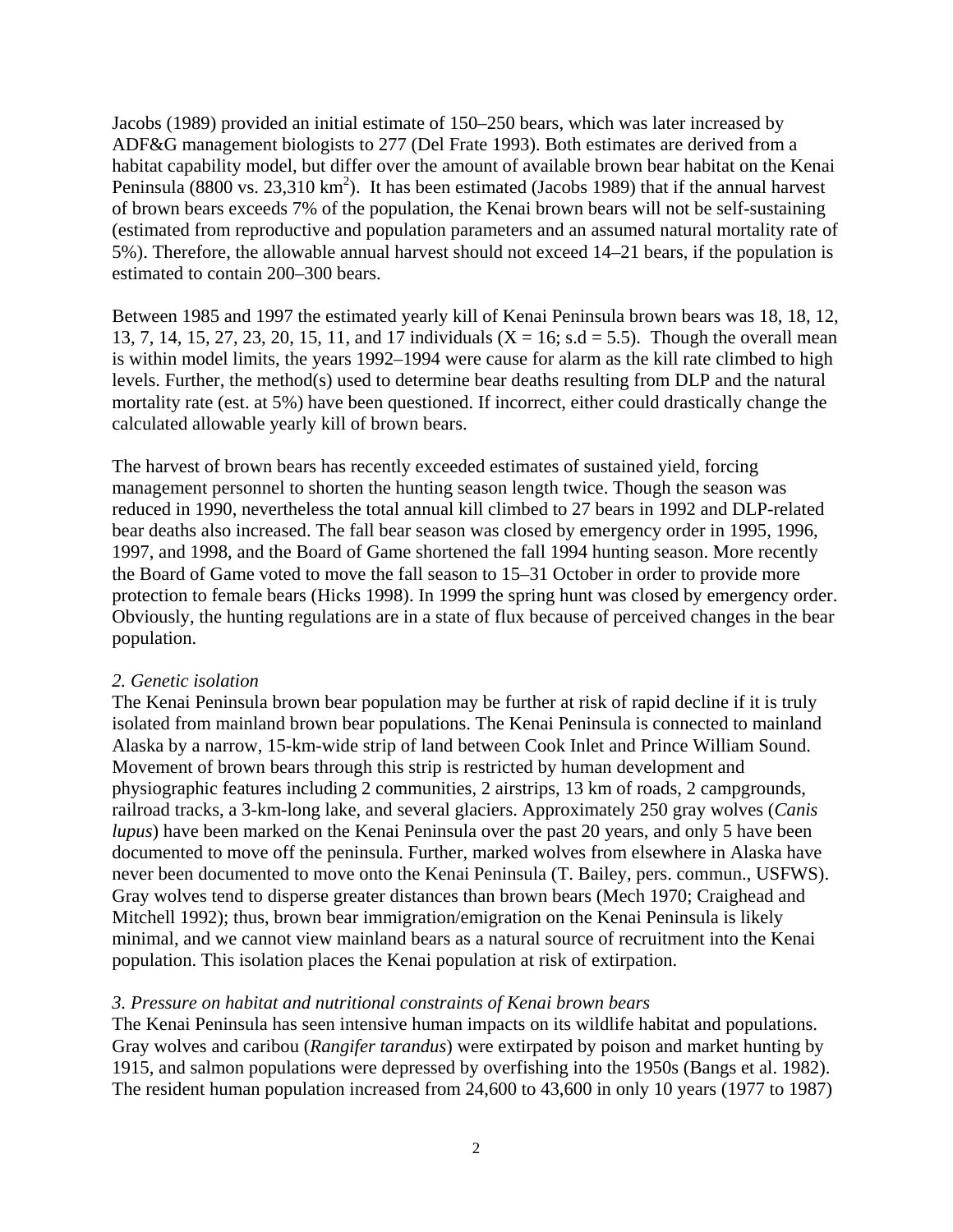Jacobs (1989) provided an initial estimate of 150–250 bears, which was later increased by ADF&G management biologists to 277 (Del Frate 1993). Both estimates are derived from a habitat capability model, but differ over the amount of available brown bear habitat on the Kenai Peninsula (8800 vs. 23,310 $km^2$). It has been estimated (Jacobs 1989) that if the annual harvest of brown bears exceeds 7% of the population, the Kenai brown bears will not be self-sustaining (estimated from reproductive and population parameters and an assumed natural mortality rate of 5%). Therefore, the allowable annual harvest should not exceed 14–21 bears, if the population is estimated to contain 200–300 bears.

Between 1985 and 1997 the estimated yearly kill of Kenai Peninsula brown bears was 18, 18, 12, 13, 7, 14, 15, 27, 23, 20, 15, 11, and 17 individuals ($X = 16$; s.d = 5.5). Though the overall mean is within model limits, the years 1992–1994 were cause for alarm as the kill rate climbed to high levels. Further, the method(s) used to determine bear deaths resulting from DLP and the natural mortality rate (est. at 5%) have been questioned. If incorrect, either could drastically change the calculated allowable yearly kill of brown bears.

The harvest of brown bears has recently exceeded estimates of sustained yield, forcing management personnel to shorten the hunting season length twice. Though the season was reduced in 1990, nevertheless the total annual kill climbed to 27 bears in 1992 and DLP-related bear deaths also increased. The fall bear season was closed by emergency order in 1995, 1996, 1997, and 1998, and the Board of Game shortened the fall 1994 hunting season. More recently the Board of Game voted to move the fall season to 15–31 October in order to provide more protection to female bears (Hicks 1998). In 1999 the spring hunt was closed by emergency order. Obviously, the hunting regulations are in a state of flux because of perceived changes in the bear population.

*2. Genetic isolation*

The Kenai Peninsula brown bear population may be further at risk of rapid decline if it is truly isolated from mainland brown bear populations. The Kenai Peninsula is connected to mainland Alaska by a narrow, 15-km-wide strip of land between Cook Inlet and Prince William Sound. Movement of brown bears through this strip is restricted by human development and physiographic features including 2 communities, 2 airstrips, 13 km of roads, 2 campgrounds, railroad tracks, a 3-km-long lake, and several glaciers. Approximately 250 gray wolves (*Canis lupus*) have been marked on the Kenai Peninsula over the past 20 years, and only 5 have been documented to move off the peninsula. Further, marked wolves from elsewhere in Alaska have never been documented to move onto the Kenai Peninsula (T. Bailey, pers. commun., USFWS). Gray wolves tend to disperse greater distances than brown bears (Mech 1970; Craighead and Mitchell 1992); thus, brown bear immigration/emigration on the Kenai Peninsula is likely minimal, and we cannot view mainland bears as a natural source of recruitment into the Kenai population. This isolation places the Kenai population at risk of extirpation.

*3. Pressure on habitat and nutritional constraints of Kenai brown bears*

The Kenai Peninsula has seen intensive human impacts on its wildlife habitat and populations. Gray wolves and caribou (*Rangifer tarandus*) were extirpated by poison and market hunting by 1915, and salmon populations were depressed by overfishing into the 1950s (Bangs et al. 1982). The resident human population increased from 24,600 to 43,600 in only 10 years (1977 to 1987)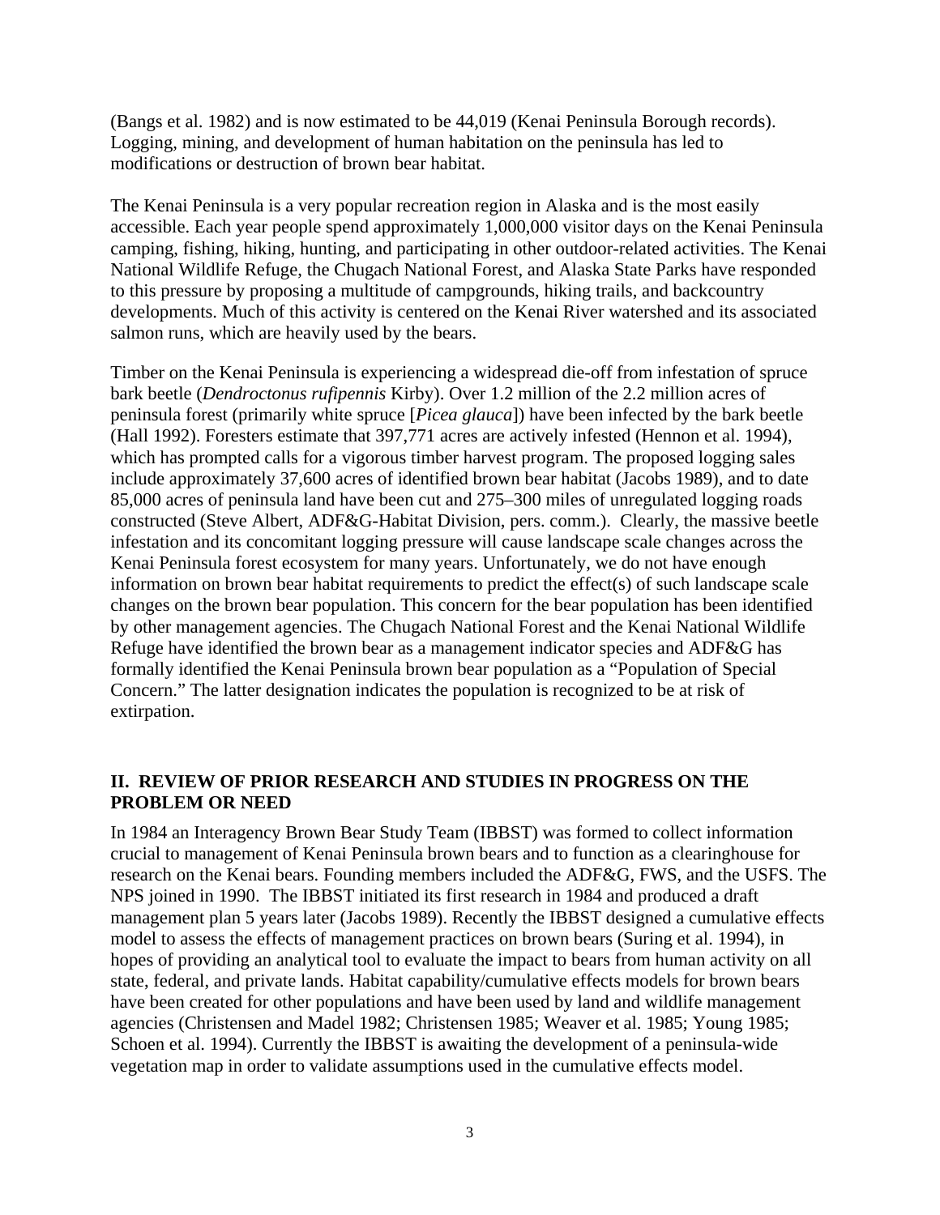(Bangs et al. 1982) and is now estimated to be 44,019 (Kenai Peninsula Borough records). Logging, mining, and development of human habitation on the peninsula has led to modifications or destruction of brown bear habitat.

The Kenai Peninsula is a very popular recreation region in Alaska and is the most easily accessible. Each year people spend approximately 1,000,000 visitor days on the Kenai Peninsula camping, fishing, hiking, hunting, and participating in other outdoor-related activities. The Kenai National Wildlife Refuge, the Chugach National Forest, and Alaska State Parks have responded to this pressure by proposing a multitude of campgrounds, hiking trails, and backcountry developments. Much of this activity is centered on the Kenai River watershed and its associated salmon runs, which are heavily used by the bears.

Timber on the Kenai Peninsula is experiencing a widespread die-off from infestation of spruce bark beetle (*Dendroctonus rufipennis* Kirby). Over 1.2 million of the 2.2 million acres of peninsula forest (primarily white spruce [*Picea glauca*]) have been infected by the bark beetle (Hall 1992). Foresters estimate that 397,771 acres are actively infested (Hennon et al. 1994), which has prompted calls for a vigorous timber harvest program. The proposed logging sales include approximately 37,600 acres of identified brown bear habitat (Jacobs 1989), and to date 85,000 acres of peninsula land have been cut and 275–300 miles of unregulated logging roads constructed (Steve Albert, ADF&G-Habitat Division, pers. comm.). Clearly, the massive beetle infestation and its concomitant logging pressure will cause landscape scale changes across the Kenai Peninsula forest ecosystem for many years. Unfortunately, we do not have enough information on brown bear habitat requirements to predict the effect(s) of such landscape scale changes on the brown bear population. This concern for the bear population has been identified by other management agencies. The Chugach National Forest and the Kenai National Wildlife Refuge have identified the brown bear as a management indicator species and ADF&G has formally identified the Kenai Peninsula brown bear population as a "Population of Special Concern." The latter designation indicates the population is recognized to be at risk of extirpation.

## II. REVIEW OF PRIOR RESEARCH AND STUDIES IN PROGRESS ON THE PROBLEM OR NEED

In 1984 an Interagency Brown Bear Study Team (IBBST) was formed to collect information crucial to management of Kenai Peninsula brown bears and to function as a clearinghouse for research on the Kenai bears. Founding members included the ADF&G, FWS, and the USFS. The NPS joined in 1990. The IBBST initiated its first research in 1984 and produced a draft management plan 5 years later (Jacobs 1989). Recently the IBBST designed a cumulative effects model to assess the effects of management practices on brown bears (Suring et al. 1994), in hopes of providing an analytical tool to evaluate the impact to bears from human activity on all state, federal, and private lands. Habitat capability/cumulative effects models for brown bears have been created for other populations and have been used by land and wildlife management agencies (Christensen and Madel 1982; Christensen 1985; Weaver et al. 1985; Young 1985; Schoen et al. 1994). Currently the IBBST is awaiting the development of a peninsula-wide vegetation map in order to validate assumptions used in the cumulative effects model.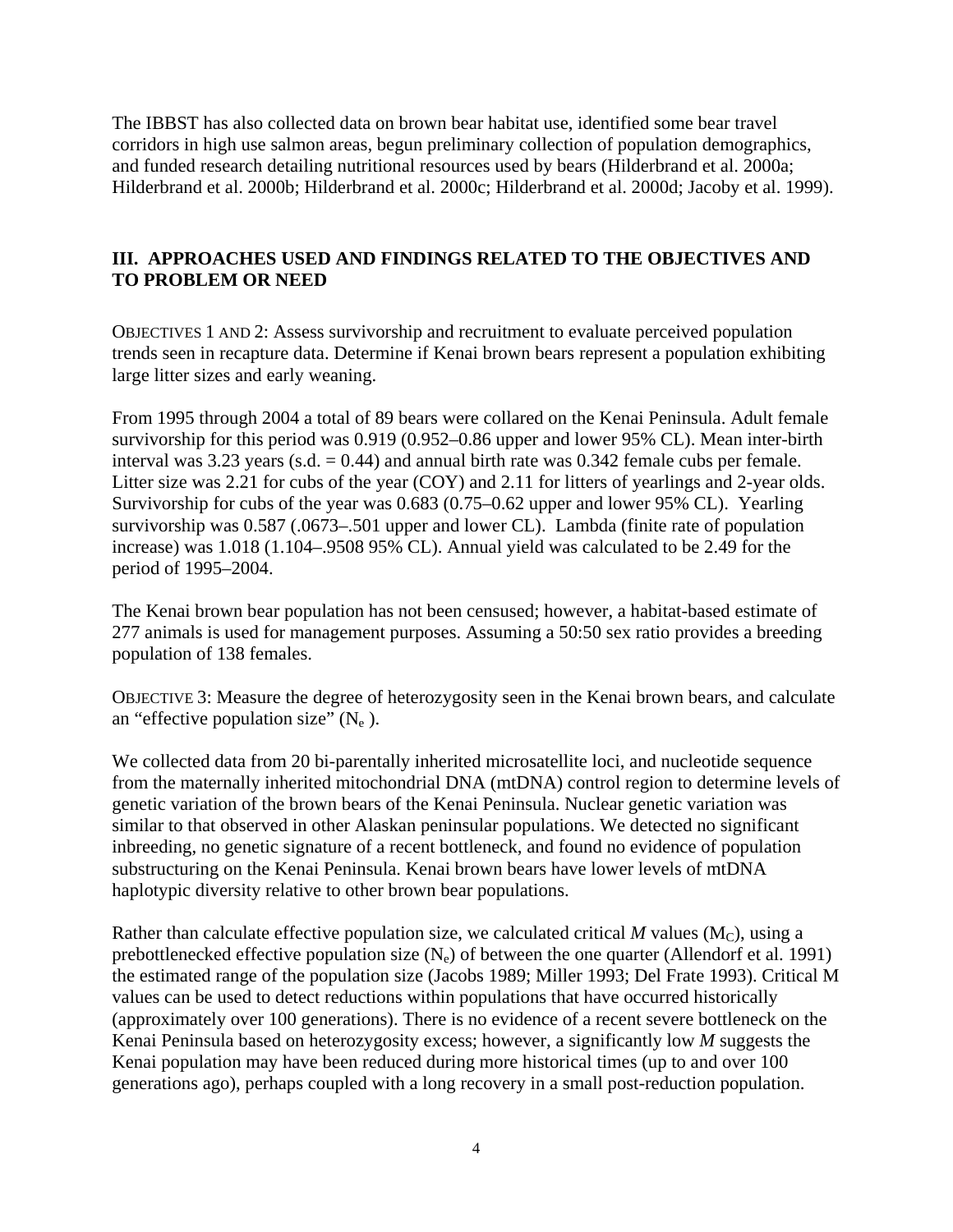The IBBST has also collected data on brown bear habitat use, identified some bear travel corridors in high use salmon areas, begun preliminary collection of population demographics, and funded research detailing nutritional resources used by bears (Hilderbrand et al. 2000a; Hilderbrand et al. 2000b; Hilderbrand et al. 2000c; Hilderbrand et al. 2000d; Jacoby et al. 1999).

## III. APPROACHES USED AND FINDINGS RELATED TO THE OBJECTIVES AND TO PROBLEM OR NEED

OBJECTIVES 1 AND 2: Assess survivorship and recruitment to evaluate perceived population trends seen in recapture data. Determine if Kenai brown bears represent a population exhibiting large litter sizes and early weaning.

From 1995 through 2004 a total of 89 bears were collared on the Kenai Peninsula. Adult female survivorship for this period was 0.919 (0.952–0.86 upper and lower 95% CL). Mean inter-birth interval was 3.23 years (s.d. = 0.44) and annual birth rate was 0.342 female cubs per female. Litter size was 2.21 for cubs of the year (COY) and 2.11 for litters of yearlings and 2-year olds. Survivorship for cubs of the year was 0.683 (0.75–0.62 upper and lower 95% CL). Yearling survivorship was 0.587 (.0673–.501 upper and lower CL). Lambda (finite rate of population increase) was 1.018 (1.104–.9508 95% CL). Annual yield was calculated to be 2.49 for the period of 1995–2004.

The Kenai brown bear population has not been censused; however, a habitat-based estimate of 277 animals is used for management purposes. Assuming a 50:50 sex ratio provides a breeding population of 138 females.

OBJECTIVE 3: Measure the degree of heterozygosity seen in the Kenai brown bears, and calculate an "effective population size" ($N_e$ ).

We collected data from 20 bi-parentally inherited microsatellite loci, and nucleotide sequence from the maternally inherited mitochondrial DNA (mtDNA) control region to determine levels of genetic variation of the brown bears of the Kenai Peninsula. Nuclear genetic variation was similar to that observed in other Alaskan peninsular populations. We detected no significant inbreeding, no genetic signature of a recent bottleneck, and found no evidence of population substructuring on the Kenai Peninsula. Kenai brown bears have lower levels of mtDNA haplotypic diversity relative to other brown bear populations.

Rather than calculate effective population size, we calculated critical $M$ values ($M_C$), using a prebottlenecked effective population size ($N_e$) of between the one quarter (Allendorf et al. 1991) the estimated range of the population size (Jacobs 1989; Miller 1993; Del Frate 1993). Critical M values can be used to detect reductions within populations that have occurred historically (approximately over 100 generations). There is no evidence of a recent severe bottleneck on the Kenai Peninsula based on heterozygosity excess; however, a significantly low $M$ suggests the Kenai population may have been reduced during more historical times (up to and over 100 generations ago), perhaps coupled with a long recovery in a small post-reduction population.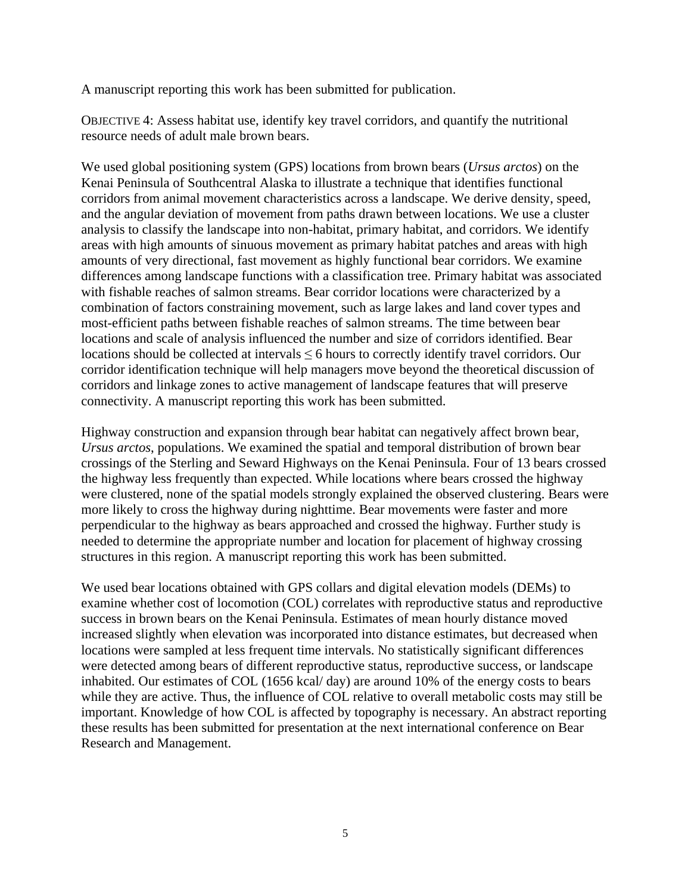A manuscript reporting this work has been submitted for publication.

OBJECTIVE 4: Assess habitat use, identify key travel corridors, and quantify the nutritional resource needs of adult male brown bears.

We used global positioning system (GPS) locations from brown bears (*Ursus arctos*) on the Kenai Peninsula of Southcentral Alaska to illustrate a technique that identifies functional corridors from animal movement characteristics across a landscape. We derive density, speed, and the angular deviation of movement from paths drawn between locations. We use a cluster analysis to classify the landscape into non-habitat, primary habitat, and corridors. We identify areas with high amounts of sinuous movement as primary habitat patches and areas with high amounts of very directional, fast movement as highly functional bear corridors. We examine differences among landscape functions with a classification tree. Primary habitat was associated with fishable reaches of salmon streams. Bear corridor locations were characterized by a combination of factors constraining movement, such as large lakes and land cover types and most-efficient paths between fishable reaches of salmon streams. The time between bear locations and scale of analysis influenced the number and size of corridors identified. Bear locations should be collected at intervals ≤ 6 hours to correctly identify travel corridors. Our corridor identification technique will help managers move beyond the theoretical discussion of corridors and linkage zones to active management of landscape features that will preserve connectivity. A manuscript reporting this work has been submitted.

Highway construction and expansion through bear habitat can negatively affect brown bear, *Ursus arctos*, populations. We examined the spatial and temporal distribution of brown bear crossings of the Sterling and Seward Highways on the Kenai Peninsula. Four of 13 bears crossed the highway less frequently than expected. While locations where bears crossed the highway were clustered, none of the spatial models strongly explained the observed clustering. Bears were more likely to cross the highway during nighttime. Bear movements were faster and more perpendicular to the highway as bears approached and crossed the highway. Further study is needed to determine the appropriate number and location for placement of highway crossing structures in this region. A manuscript reporting this work has been submitted.

We used bear locations obtained with GPS collars and digital elevation models (DEMs) to examine whether cost of locomotion (COL) correlates with reproductive status and reproductive success in brown bears on the Kenai Peninsula. Estimates of mean hourly distance moved increased slightly when elevation was incorporated into distance estimates, but decreased when locations were sampled at less frequent time intervals. No statistically significant differences were detected among bears of different reproductive status, reproductive success, or landscape inhabited. Our estimates of COL (1656 kcal/ day) are around 10% of the energy costs to bears while they are active. Thus, the influence of COL relative to overall metabolic costs may still be important. Knowledge of how COL is affected by topography is necessary. An abstract reporting these results has been submitted for presentation at the next international conference on Bear Research and Management.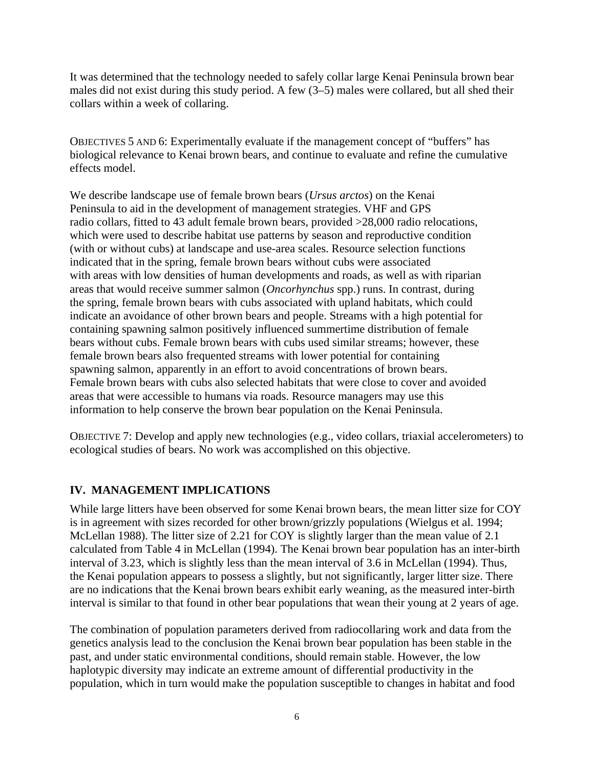It was determined that the technology needed to safely collar large Kenai Peninsula brown bear males did not exist during this study period. A few (3–5) males were collared, but all shed their collars within a week of collaring.

OBJECTIVES 5 AND 6: Experimentally evaluate if the management concept of "buffers" has biological relevance to Kenai brown bears, and continue to evaluate and refine the cumulative effects model.

We describe landscape use of female brown bears (*Ursus arctos*) on the Kenai Peninsula to aid in the development of management strategies. VHF and GPS radio collars, fitted to 43 adult female brown bears, provided >28,000 radio relocations, which were used to describe habitat use patterns by season and reproductive condition (with or without cubs) at landscape and use-area scales. Resource selection functions indicated that in the spring, female brown bears without cubs were associated with areas with low densities of human developments and roads, as well as with riparian areas that would receive summer salmon (*Oncorhynchus* spp.) runs. In contrast, during the spring, female brown bears with cubs associated with upland habitats, which could indicate an avoidance of other brown bears and people. Streams with a high potential for containing spawning salmon positively influenced summertime distribution of female bears without cubs. Female brown bears with cubs used similar streams; however, these female brown bears also frequented streams with lower potential for containing spawning salmon, apparently in an effort to avoid concentrations of brown bears. Female brown bears with cubs also selected habitats that were close to cover and avoided areas that were accessible to humans via roads. Resource managers may use this information to help conserve the brown bear population on the Kenai Peninsula.

OBJECTIVE 7: Develop and apply new technologies (e.g., video collars, triaxial accelerometers) to ecological studies of bears. No work was accomplished on this objective.

## IV. MANAGEMENT IMPLICATIONS

While large litters have been observed for some Kenai brown bears, the mean litter size for COY is in agreement with sizes recorded for other brown/grizzly populations (Wielgus et al. 1994; McLellan 1988). The litter size of 2.21 for COY is slightly larger than the mean value of 2.1 calculated from Table 4 in McLellan (1994). The Kenai brown bear population has an inter-birth interval of 3.23, which is slightly less than the mean interval of 3.6 in McLellan (1994). Thus, the Kenai population appears to possess a slightly, but not significantly, larger litter size. There are no indications that the Kenai brown bears exhibit early weaning, as the measured inter-birth interval is similar to that found in other bear populations that wean their young at 2 years of age.

The combination of population parameters derived from radiocollaring work and data from the genetics analysis lead to the conclusion the Kenai brown bear population has been stable in the past, and under static environmental conditions, should remain stable. However, the low haplotypic diversity may indicate an extreme amount of differential productivity in the population, which in turn would make the population susceptible to changes in habitat and food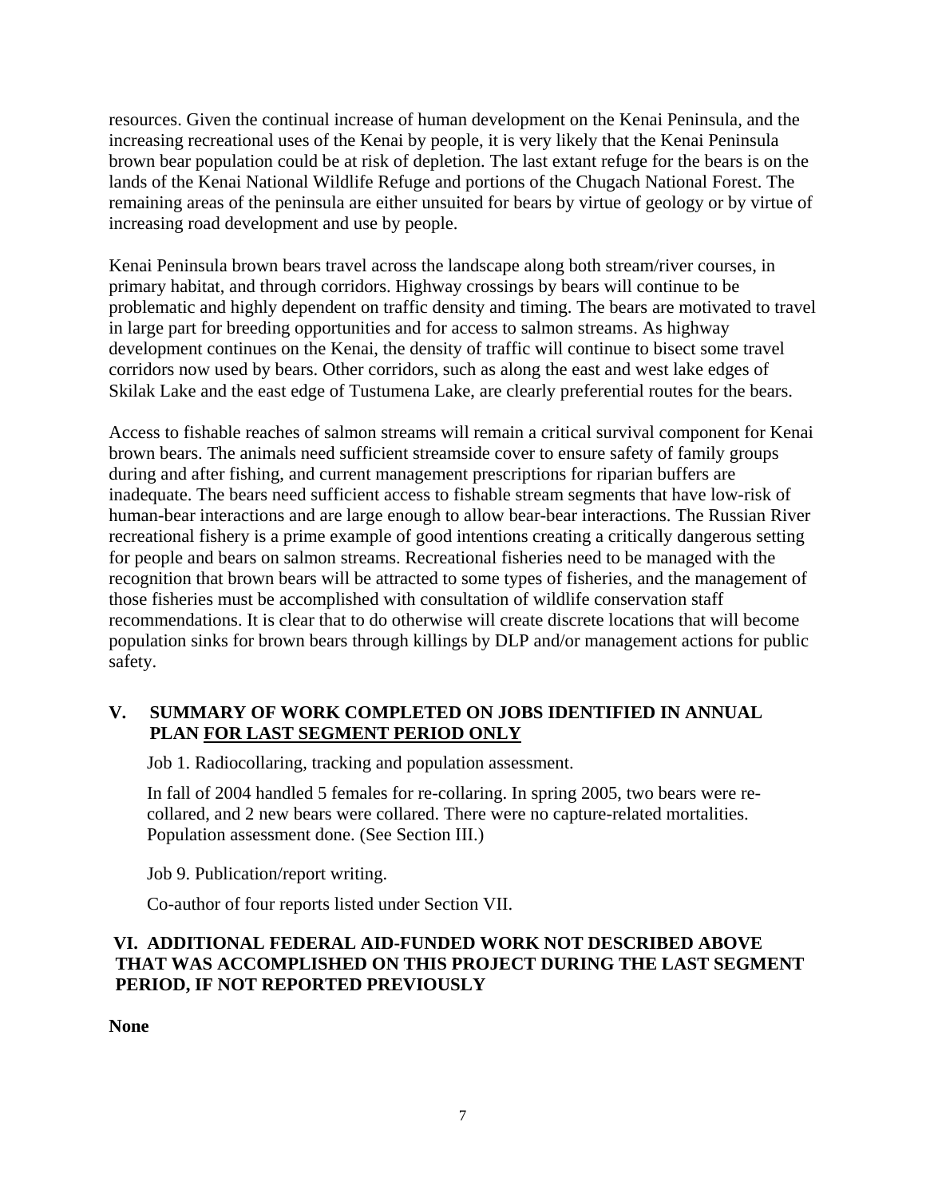resources. Given the continual increase of human development on the Kenai Peninsula, and the increasing recreational uses of the Kenai by people, it is very likely that the Kenai Peninsula brown bear population could be at risk of depletion. The last extant refuge for the bears is on the lands of the Kenai National Wildlife Refuge and portions of the Chugach National Forest. The remaining areas of the peninsula are either unsuited for bears by virtue of geology or by virtue of increasing road development and use by people.

Kenai Peninsula brown bears travel across the landscape along both stream/river courses, in primary habitat, and through corridors. Highway crossings by bears will continue to be problematic and highly dependent on traffic density and timing. The bears are motivated to travel in large part for breeding opportunities and for access to salmon streams. As highway development continues on the Kenai, the density of traffic will continue to bisect some travel corridors now used by bears. Other corridors, such as along the east and west lake edges of Skilak Lake and the east edge of Tustumena Lake, are clearly preferential routes for the bears.

Access to fishable reaches of salmon streams will remain a critical survival component for Kenai brown bears. The animals need sufficient streamside cover to ensure safety of family groups during and after fishing, and current management prescriptions for riparian buffers are inadequate. The bears need sufficient access to fishable stream segments that have low-risk of human-bear interactions and are large enough to allow bear-bear interactions. The Russian River recreational fishery is a prime example of good intentions creating a critically dangerous setting for people and bears on salmon streams. Recreational fisheries need to be managed with the recognition that brown bears will be attracted to some types of fisheries, and the management of those fisheries must be accomplished with consultation of wildlife conservation staff recommendations. It is clear that to do otherwise will create discrete locations that will become population sinks for brown bears through killings by DLP and/or management actions for public safety.

## V. SUMMARY OF WORK COMPLETED ON JOBS IDENTIFIED IN ANNUAL PLAN FOR LAST SEGMENT PERIOD ONLY

Job 1. Radiocollaring, tracking and population assessment.

In fall of 2004 handled 5 females for re-collaring. In spring 2005, two bears were re-collared, and 2 new bears were collared. There were no capture-related mortalities. Population assessment done. (See Section III.)

Job 9. Publication/report writing.

Co-author of four reports listed under Section VII.

## VI. ADDITIONAL FEDERAL AID-FUNDED WORK NOT DESCRIBED ABOVE THAT WAS ACCOMPLISHED ON THIS PROJECT DURING THE LAST SEGMENT PERIOD, IF NOT REPORTED PREVIOUSLY

**None**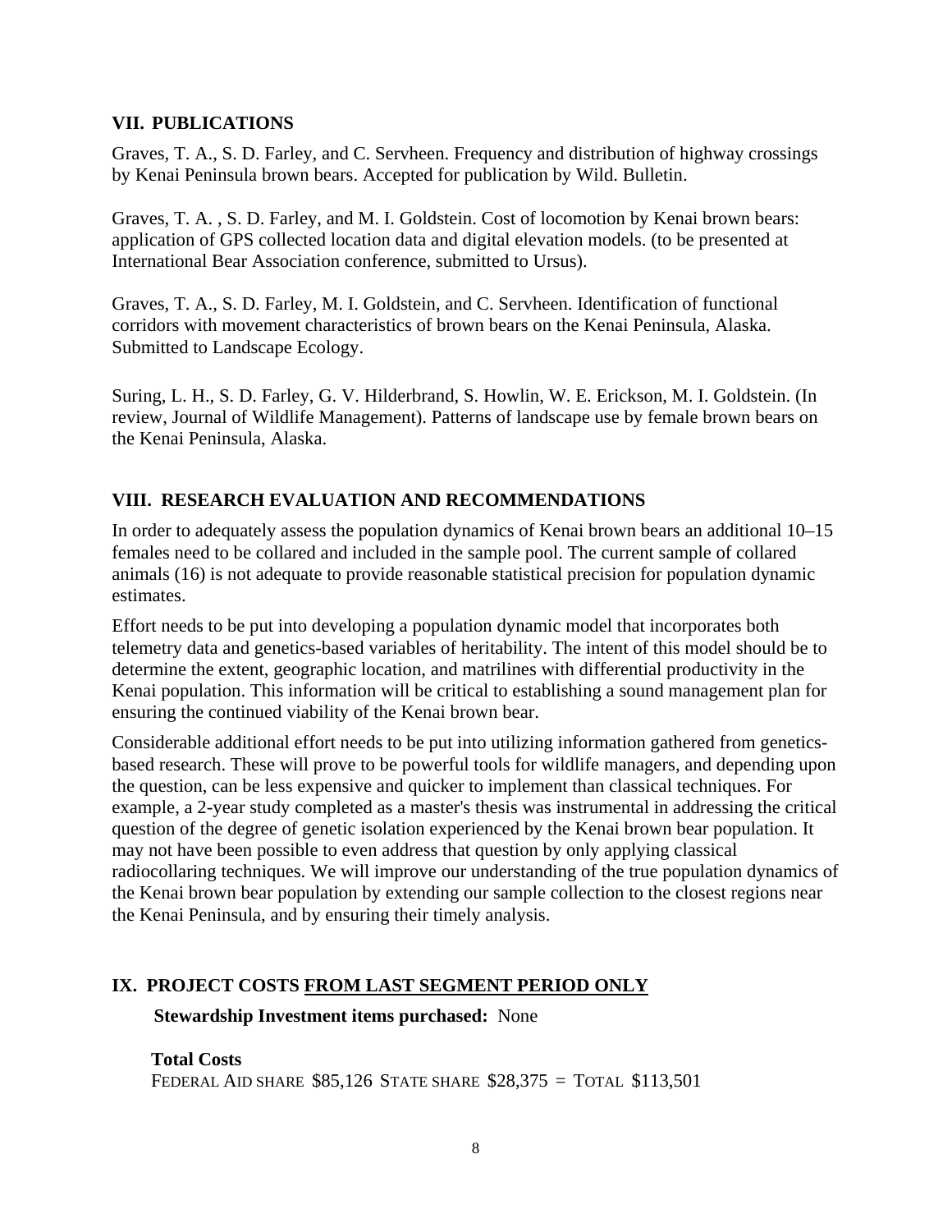## VII. PUBLICATIONS

Graves, T. A., S. D. Farley, and C. Servheen. Frequency and distribution of highway crossings by Kenai Peninsula brown bears. Accepted for publication by Wild. Bulletin.

Graves, T. A. , S. D. Farley, and M. I. Goldstein. Cost of locomotion by Kenai brown bears: application of GPS collected location data and digital elevation models. (to be presented at International Bear Association conference, submitted to Ursus).

Graves, T. A., S. D. Farley, M. I. Goldstein, and C. Servheen. Identification of functional corridors with movement characteristics of brown bears on the Kenai Peninsula, Alaska. Submitted to Landscape Ecology.

Suring, L. H., S. D. Farley, G. V. Hilderbrand, S. Howlin, W. E. Erickson, M. I. Goldstein. (In review, Journal of Wildlife Management). Patterns of landscape use by female brown bears on the Kenai Peninsula, Alaska.

## VIII. RESEARCH EVALUATION AND RECOMMENDATIONS

In order to adequately assess the population dynamics of Kenai brown bears an additional 10–15 females need to be collared and included in the sample pool. The current sample of collared animals (16) is not adequate to provide reasonable statistical precision for population dynamic estimates.

Effort needs to be put into developing a population dynamic model that incorporates both telemetry data and genetics-based variables of heritability. The intent of this model should be to determine the extent, geographic location, and matrilines with differential productivity in the Kenai population. This information will be critical to establishing a sound management plan for ensuring the continued viability of the Kenai brown bear.

Considerable additional effort needs to be put into utilizing information gathered from genetics-based research. These will prove to be powerful tools for wildlife managers, and depending upon the question, can be less expensive and quicker to implement than classical techniques. For example, a 2-year study completed as a master's thesis was instrumental in addressing the critical question of the degree of genetic isolation experienced by the Kenai brown bear population. It may not have been possible to even address that question by only applying classical radiocollaring techniques. We will improve our understanding of the true population dynamics of the Kenai brown bear population by extending our sample collection to the closest regions near the Kenai Peninsula, and by ensuring their timely analysis.

## IX. PROJECT COSTS FROM LAST SEGMENT PERIOD ONLY

**Stewardship Investment items purchased:** None

**Total Costs**

FEDERAL AID SHARE $85,126 STATE SHARE $28,375 = TOTAL $113,501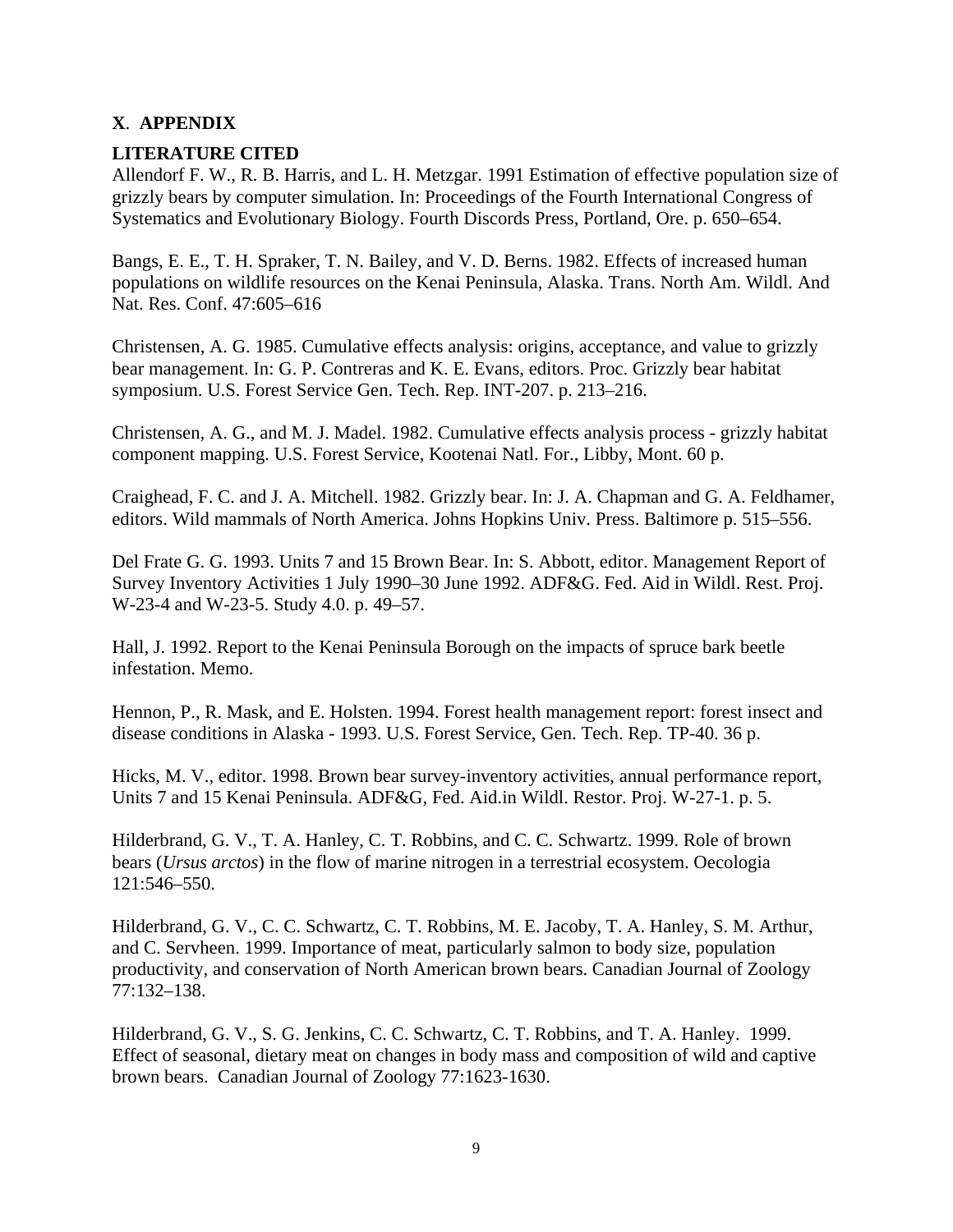## X. APPENDIX

### LITERATURE CITED

Allendorf F. W., R. B. Harris, and L. H. Metzgar. 1991 Estimation of effective population size of grizzly bears by computer simulation. In: Proceedings of the Fourth International Congress of Systematics and Evolutionary Biology. Fourth Discords Press, Portland, Ore. p. 650–654.

Bangs, E. E., T. H. Spraker, T. N. Bailey, and V. D. Berns. 1982. Effects of increased human populations on wildlife resources on the Kenai Peninsula, Alaska. Trans. North Am. Wildl. And Nat. Res. Conf. 47:605–616

Christensen, A. G. 1985. Cumulative effects analysis: origins, acceptance, and value to grizzly bear management. In: G. P. Contreras and K. E. Evans, editors. Proc. Grizzly bear habitat symposium. U.S. Forest Service Gen. Tech. Rep. INT-207. p. 213–216.

Christensen, A. G., and M. J. Madel. 1982. Cumulative effects analysis process - grizzly habitat component mapping. U.S. Forest Service, Kootenai Natl. For., Libby, Mont. 60 p.

Craighead, F. C. and J. A. Mitchell. 1982. Grizzly bear. In: J. A. Chapman and G. A. Feldhamer, editors. Wild mammals of North America. Johns Hopkins Univ. Press. Baltimore p. 515–556.

Del Frate G. G. 1993. Units 7 and 15 Brown Bear. In: S. Abbott, editor. Management Report of Survey Inventory Activities 1 July 1990–30 June 1992. ADF&G. Fed. Aid in Wildl. Rest. Proj. W-23-4 and W-23-5. Study 4.0. p. 49–57.

Hall, J. 1992. Report to the Kenai Peninsula Borough on the impacts of spruce bark beetle infestation. Memo.

Hennon, P., R. Mask, and E. Holsten. 1994. Forest health management report: forest insect and disease conditions in Alaska - 1993. U.S. Forest Service, Gen. Tech. Rep. TP-40. 36 p.

Hicks, M. V., editor. 1998. Brown bear survey-inventory activities, annual performance report, Units 7 and 15 Kenai Peninsula. ADF&G, Fed. Aid.in Wildl. Restor. Proj. W-27-1. p. 5.

Hilderbrand, G. V., T. A. Hanley, C. T. Robbins, and C. C. Schwartz. 1999. Role of brown bears (*Ursus arctos*) in the flow of marine nitrogen in a terrestrial ecosystem. Oecologia 121:546–550.

Hilderbrand, G. V., C. C. Schwartz, C. T. Robbins, M. E. Jacoby, T. A. Hanley, S. M. Arthur, and C. Servheen. 1999. Importance of meat, particularly salmon to body size, population productivity, and conservation of North American brown bears. Canadian Journal of Zoology 77:132–138.

Hilderbrand, G. V., S. G. Jenkins, C. C. Schwartz, C. T. Robbins, and T. A. Hanley. 1999. Effect of seasonal, dietary meat on changes in body mass and composition of wild and captive brown bears. Canadian Journal of Zoology 77:1623-1630.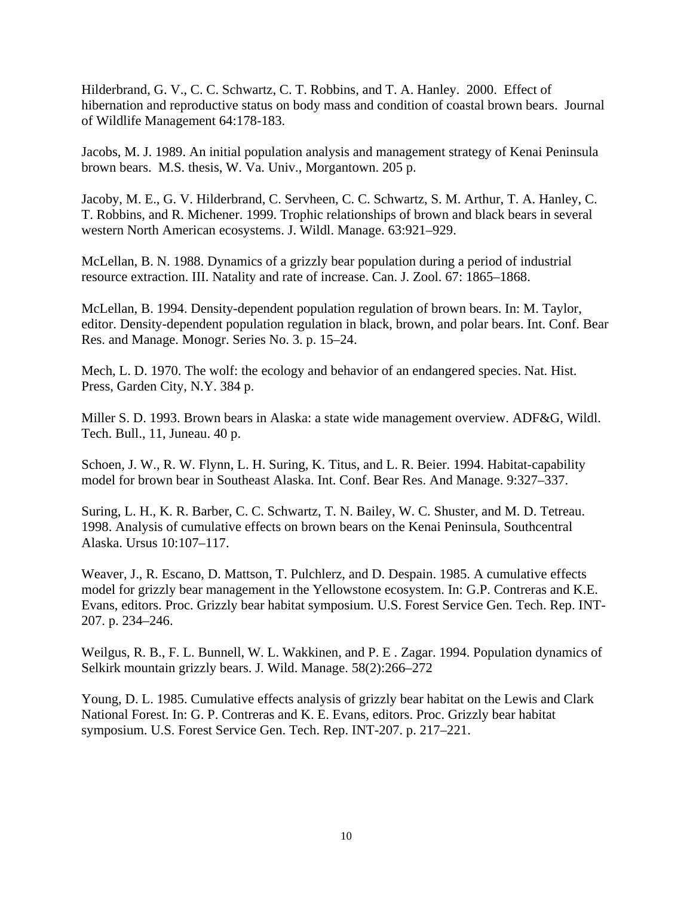Hilderbrand, G. V., C. C. Schwartz, C. T. Robbins, and T. A. Hanley. 2000. Effect of hibernation and reproductive status on body mass and condition of coastal brown bears. Journal of Wildlife Management 64:178-183.

Jacobs, M. J. 1989. An initial population analysis and management strategy of Kenai Peninsula brown bears. M.S. thesis, W. Va. Univ., Morgantown. 205 p.

Jacoby, M. E., G. V. Hilderbrand, C. Servheen, C. C. Schwartz, S. M. Arthur, T. A. Hanley, C. T. Robbins, and R. Michener. 1999. Trophic relationships of brown and black bears in several western North American ecosystems. J. Wildl. Manage. 63:921–929.

McLellan, B. N. 1988. Dynamics of a grizzly bear population during a period of industrial resource extraction. III. Natality and rate of increase. Can. J. Zool. 67: 1865–1868.

McLellan, B. 1994. Density-dependent population regulation of brown bears. In: M. Taylor, editor. Density-dependent population regulation in black, brown, and polar bears. Int. Conf. Bear Res. and Manage. Monogr. Series No. 3. p. 15–24.

Mech, L. D. 1970. The wolf: the ecology and behavior of an endangered species. Nat. Hist. Press, Garden City, N.Y. 384 p.

Miller S. D. 1993. Brown bears in Alaska: a state wide management overview. ADF&G, Wildl. Tech. Bull., 11, Juneau. 40 p.

Schoen, J. W., R. W. Flynn, L. H. Suring, K. Titus, and L. R. Beier. 1994. Habitat-capability model for brown bear in Southeast Alaska. Int. Conf. Bear Res. And Manage. 9:327–337.

Suring, L. H., K. R. Barber, C. C. Schwartz, T. N. Bailey, W. C. Shuster, and M. D. Tetreau. 1998. Analysis of cumulative effects on brown bears on the Kenai Peninsula, Southcentral Alaska. Ursus 10:107–117.

Weaver, J., R. Escano, D. Mattson, T. Pulchlerz, and D. Despain. 1985. A cumulative effects model for grizzly bear management in the Yellowstone ecosystem. In: G.P. Contreras and K.E. Evans, editors. Proc. Grizzly bear habitat symposium. U.S. Forest Service Gen. Tech. Rep. INT-207. p. 234–246.

Weilgus, R. B., F. L. Bunnell, W. L. Wakkinen, and P. E . Zagar. 1994. Population dynamics of Selkirk mountain grizzly bears. J. Wild. Manage. 58(2):266–272

Young, D. L. 1985. Cumulative effects analysis of grizzly bear habitat on the Lewis and Clark National Forest. In: G. P. Contreras and K. E. Evans, editors. Proc. Grizzly bear habitat symposium. U.S. Forest Service Gen. Tech. Rep. INT-207. p. 217–221.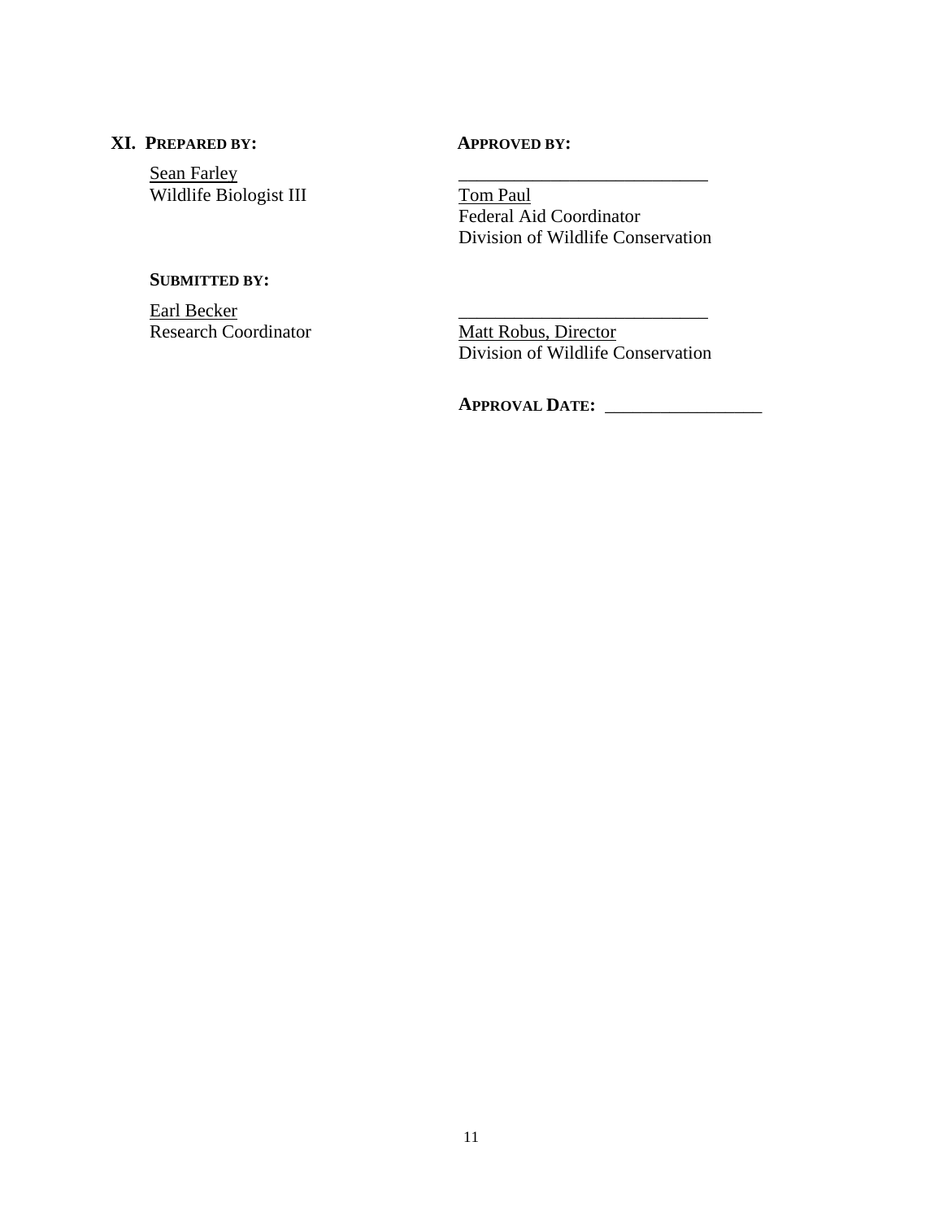## XI. PREPARED BY:

Sean Farley
Wildlife Biologist III

**SUBMITTED BY:**

Earl Becker
Research Coordinator

**APPROVED BY:**

___________________________
Tom Paul
Federal Aid Coordinator
Division of Wildlife Conservation

___________________________
Matt Robus, Director
Division of Wildlife Conservation

**APPROVAL DATE:** _________________